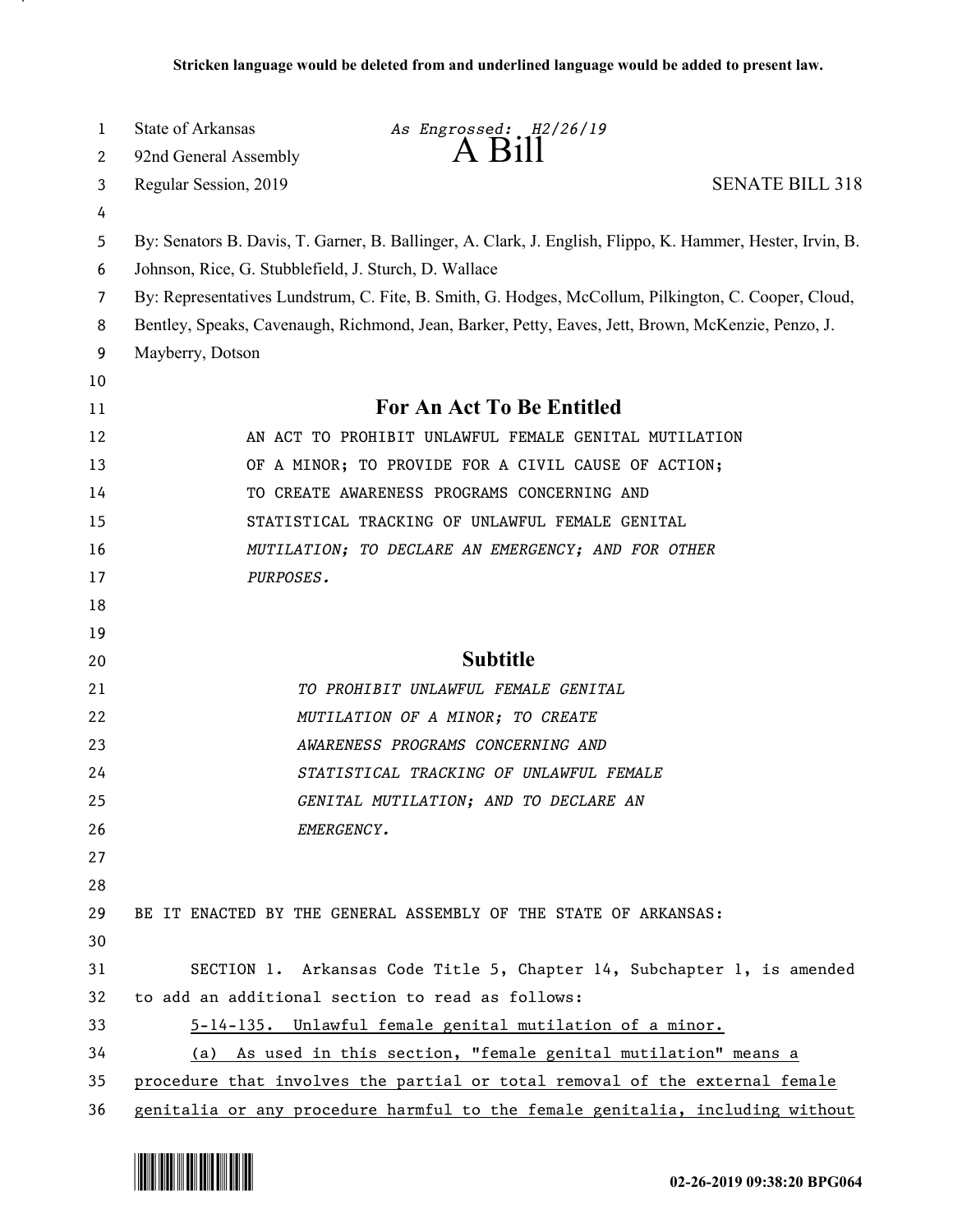Stricken language would be deleted from and underlined language would be added to present law.

State of Arkansas *As Engrossed: H2/26/19*

92nd General Assembly **A Bill**

Regular Session, 2019 SENATE BILL 318

By: Senators B. Davis, T. Garner, B. Ballinger, A. Clark, J. English, Flippo, K. Hammer, Hester, Irvin, B. Johnson, Rice, G. Stubblefield, J. Sturch, D. Wallace

By: Representatives Lundstrum, C. Fite, B. Smith, G. Hodges, McCollum, Pilkington, C. Cooper, Cloud, Bentley, Speaks, Cavenaugh, Richmond, Jean, Barker, Petty, Eaves, Jett, Brown, McKenzie, Penzo, J. Mayberry, Dotson

## For An Act To Be Entitled

AN ACT TO PROHIBIT UNLAWFUL FEMALE GENITAL MUTILATION OF A MINOR; TO PROVIDE FOR A CIVIL CAUSE OF ACTION; TO CREATE AWARENESS PROGRAMS CONCERNING AND STATISTICAL TRACKING OF UNLAWFUL FEMALE GENITAL *MUTILATION; TO DECLARE AN EMERGENCY; AND FOR OTHER PURPOSES.*

## Subtitle

*TO PROHIBIT UNLAWFUL FEMALE GENITAL MUTILATION OF A MINOR; TO CREATE AWARENESS PROGRAMS CONCERNING AND STATISTICAL TRACKING OF UNLAWFUL FEMALE GENITAL MUTILATION; AND TO DECLARE AN EMERGENCY.*

BE IT ENACTED BY THE GENERAL ASSEMBLY OF THE STATE OF ARKANSAS:

SECTION 1. Arkansas Code Title 5, Chapter 14, Subchapter 1, is amended to add an additional section to read as follows:

<u>5-14-135. Unlawful female genital mutilation of a minor.</u>

<u>(a) As used in this section, "female genital mutilation" means a procedure that involves the partial or total removal of the external female genitalia or any procedure harmful to the female genitalia, including without</u>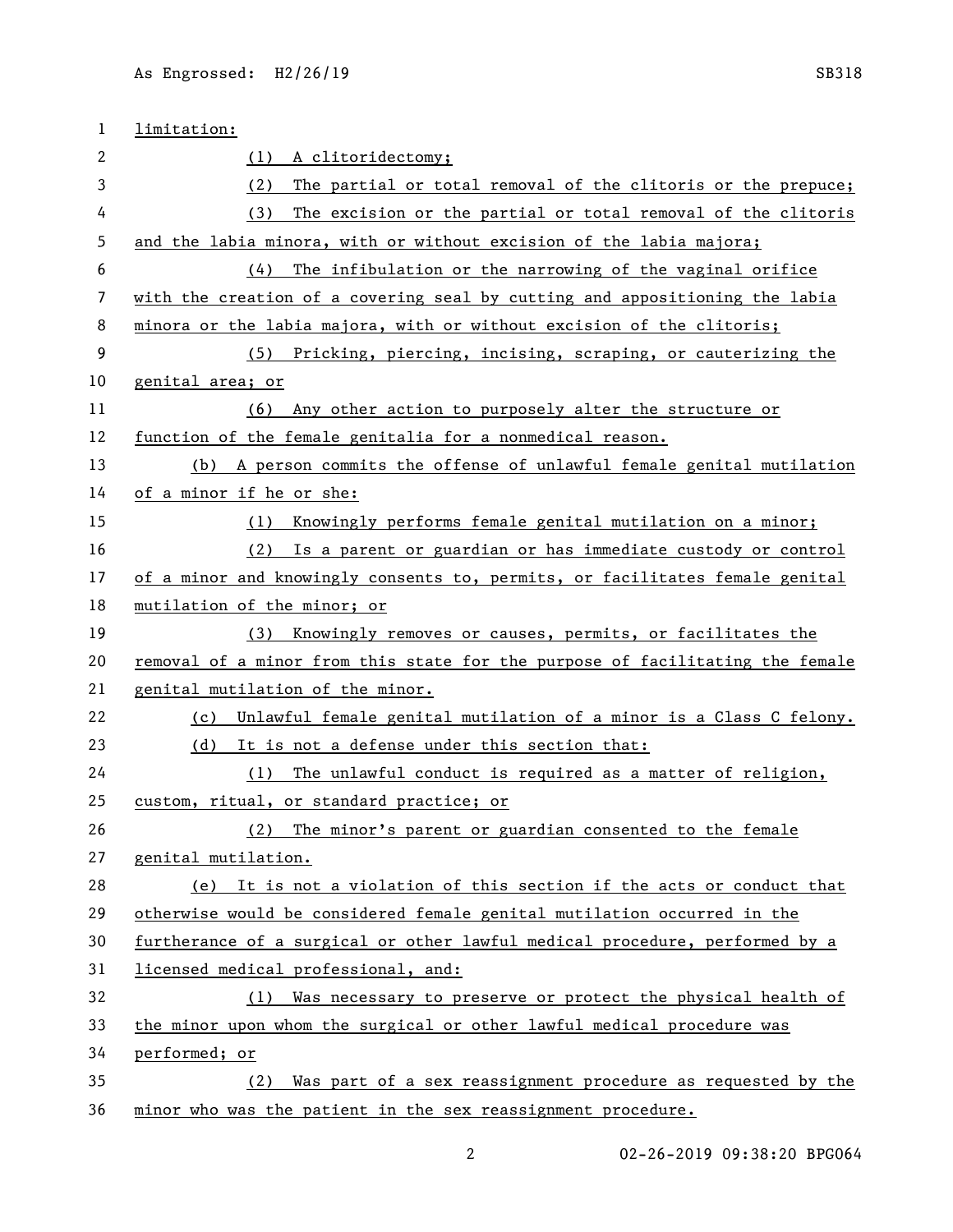limitation:

(1) A clitoridectomy;

(2) The partial or total removal of the clitoris or the prepuce;

(3) The excision or the partial or total removal of the clitoris and the labia minora, with or without excision of the labia majora;

(4) The infibulation or the narrowing of the vaginal orifice with the creation of a covering seal by cutting and appositioning the labia minora or the labia majora, with or without excision of the clitoris;

(5) Pricking, piercing, incising, scraping, or cauterizing the genital area; or

(6) Any other action to purposely alter the structure or function of the female genitalia for a nonmedical reason.

(b) A person commits the offense of unlawful female genital mutilation of a minor if he or she:

(1) Knowingly performs female genital mutilation on a minor;

(2) Is a parent or guardian or has immediate custody or control of a minor and knowingly consents to, permits, or facilitates female genital mutilation of the minor; or

(3) Knowingly removes or causes, permits, or facilitates the removal of a minor from this state for the purpose of facilitating the female genital mutilation of the minor.

(c) Unlawful female genital mutilation of a minor is a Class C felony.

(d) It is not a defense under this section that:

(1) The unlawful conduct is required as a matter of religion, custom, ritual, or standard practice; or

(2) The minor's parent or guardian consented to the female genital mutilation.

(e) It is not a violation of this section if the acts or conduct that otherwise would be considered female genital mutilation occurred in the furtherance of a surgical or other lawful medical procedure, performed by a licensed medical professional, and:

(1) Was necessary to preserve or protect the physical health of the minor upon whom the surgical or other lawful medical procedure was performed; or

(2) Was part of a sex reassignment procedure as requested by the minor who was the patient in the sex reassignment procedure.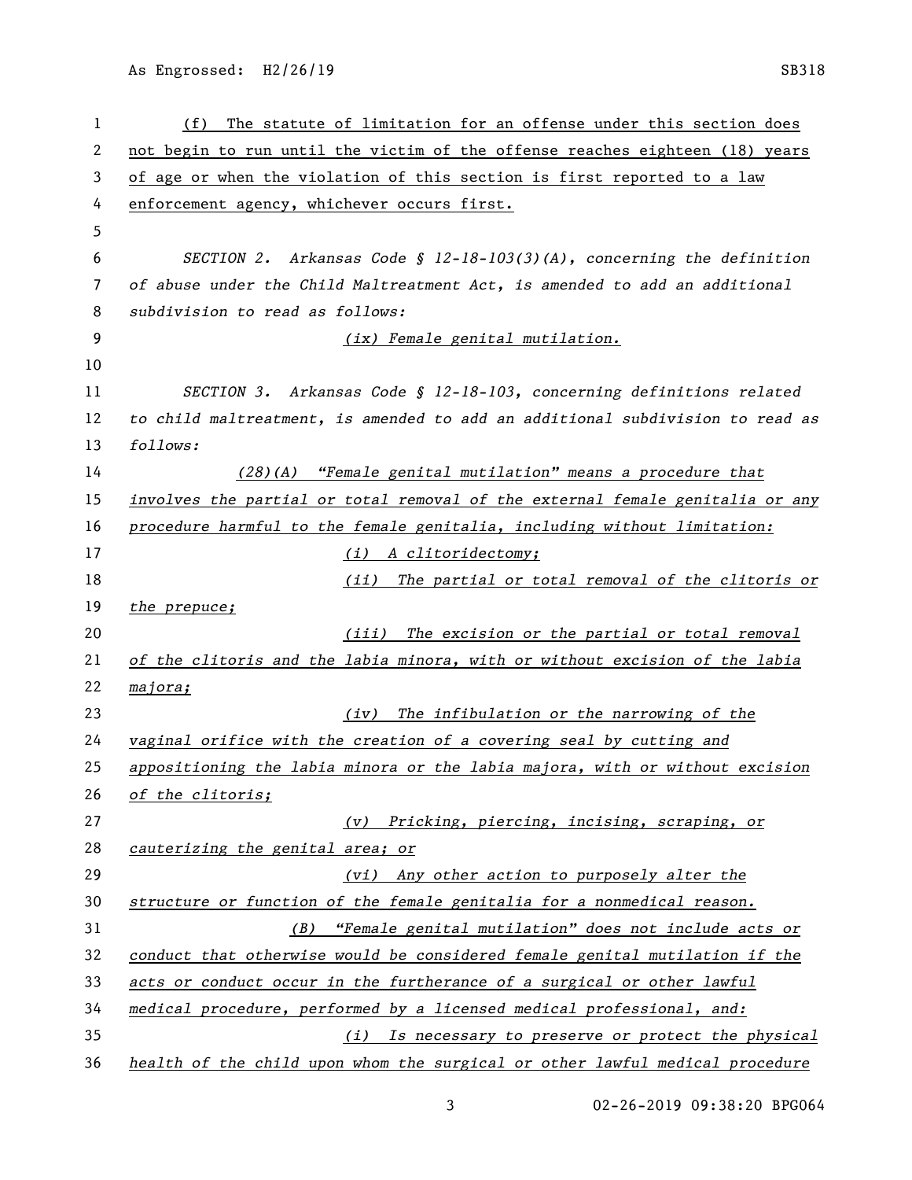(f) The statute of limitation for an offense under this section does not begin to run until the victim of the offense reaches eighteen (18) years of age or when the violation of this section is first reported to a law enforcement agency, whichever occurs first.

*SECTION 2. Arkansas Code § 12-18-103(3)(A), concerning the definition of abuse under the Child Maltreatment Act, is amended to add an additional subdivision to read as follows:*

*(ix) Female genital mutilation.*

*SECTION 3. Arkansas Code § 12-18-103, concerning definitions related to child maltreatment, is amended to add an additional subdivision to read as follows:*

*(28)(A) "Female genital mutilation" means a procedure that involves the partial or total removal of the external female genitalia or any procedure harmful to the female genitalia, including without limitation:*

*(i) A clitoridectomy;*

*(ii) The partial or total removal of the clitoris or the prepuce;*

*(iii) The excision or the partial or total removal of the clitoris and the labia minora, with or without excision of the labia majora;*

*(iv) The infibulation or the narrowing of the vaginal orifice with the creation of a covering seal by cutting and appositioning the labia minora or the labia majora, with or without excision of the clitoris;*

*(v) Pricking, piercing, incising, scraping, or cauterizing the genital area; or*

*(vi) Any other action to purposely alter the structure or function of the female genitalia for a nonmedical reason.*

*(B) "Female genital mutilation" does not include acts or conduct that otherwise would be considered female genital mutilation if the acts or conduct occur in the furtherance of a surgical or other lawful medical procedure, performed by a licensed medical professional, and:*

*(i) Is necessary to preserve or protect the physical health of the child upon whom the surgical or other lawful medical procedure*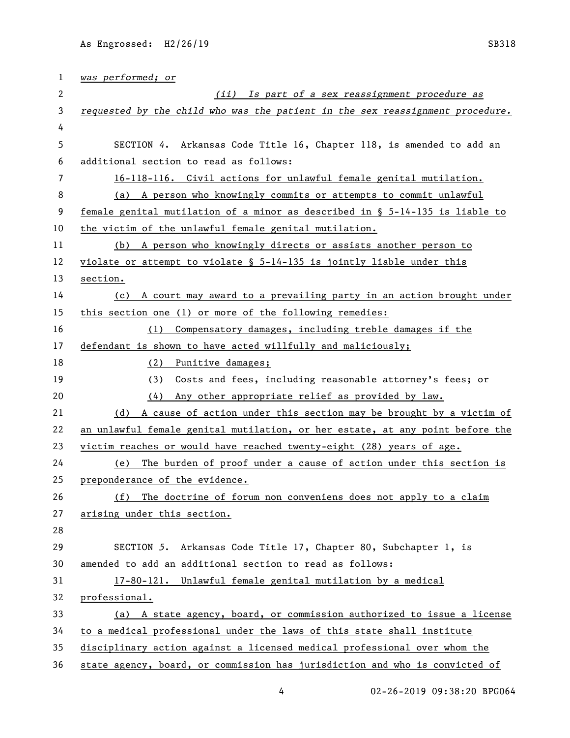*was performed; or*

*(ii) Is part of a sex reassignment procedure as requested by the child who was the patient in the sex reassignment procedure.*

SECTION *4*. Arkansas Code Title 16, Chapter 118, is amended to add an additional section to read as follows:

16-118-116. Civil actions for unlawful female genital mutilation.

(a) A person who knowingly commits or attempts to commit unlawful female genital mutilation of a minor as described in § 5-14-135 is liable to the victim of the unlawful female genital mutilation.

(b) A person who knowingly directs or assists another person to violate or attempt to violate § 5-14-135 is jointly liable under this section.

(c) A court may award to a prevailing party in an action brought under this section one (1) or more of the following remedies:

(1) Compensatory damages, including treble damages if the defendant is shown to have acted willfully and maliciously;

(2) Punitive damages;

(3) Costs and fees, including reasonable attorney's fees; or

(4) Any other appropriate relief as provided by law.

(d) A cause of action under this section may be brought by a victim of an unlawful female genital mutilation, or her estate, at any point before the victim reaches or would have reached twenty-eight (28) years of age.

(e) The burden of proof under a cause of action under this section is preponderance of the evidence.

(f) The doctrine of forum non conveniens does not apply to a claim arising under this section.

SECTION *5*. Arkansas Code Title 17, Chapter 80, Subchapter 1, is amended to add an additional section to read as follows:

17-80-121. Unlawful female genital mutilation by a medical professional.

(a) A state agency, board, or commission authorized to issue a license to a medical professional under the laws of this state shall institute disciplinary action against a licensed medical professional over whom the state agency, board, or commission has jurisdiction and who is convicted of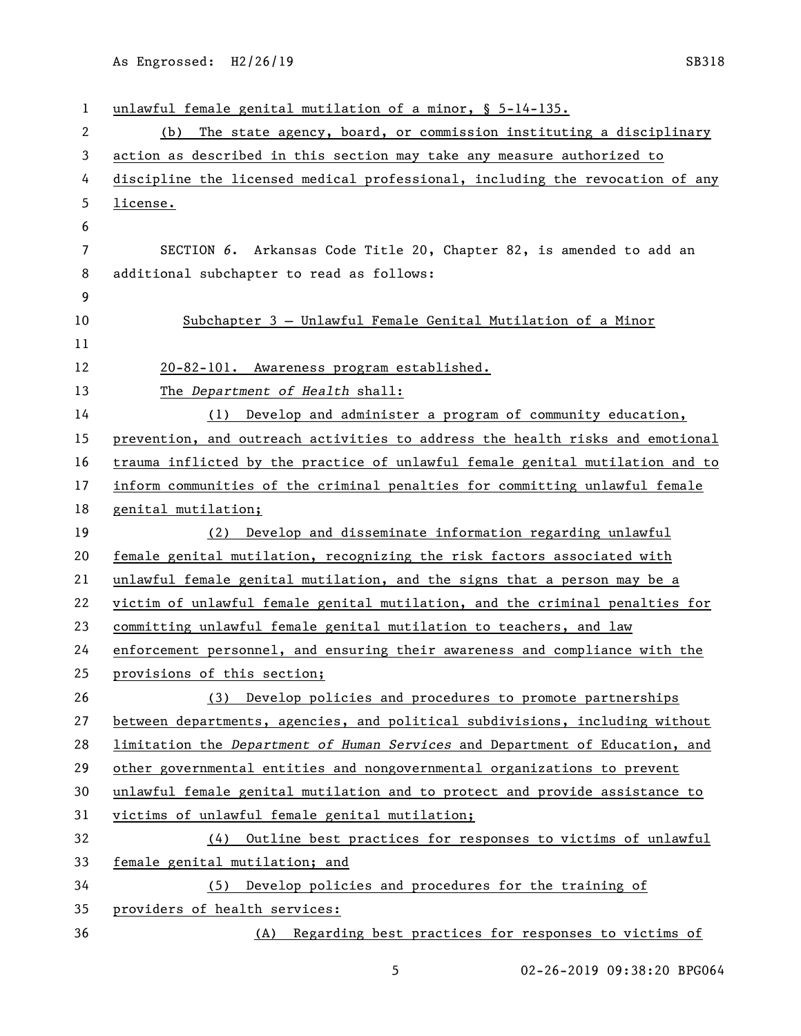unlawful female genital mutilation of a minor, § 5-14-135.

(b) The state agency, board, or commission instituting a disciplinary action as described in this section may take any measure authorized to discipline the licensed medical professional, including the revocation of any license.

SECTION *6*. Arkansas Code Title 20, Chapter 82, is amended to add an additional subchapter to read as follows:

Subchapter 3 — Unlawful Female Genital Mutilation of a Minor

20-82-101. Awareness program established.

The *Department of Health* shall:

(1) Develop and administer a program of community education, prevention, and outreach activities to address the health risks and emotional trauma inflicted by the practice of unlawful female genital mutilation and to inform communities of the criminal penalties for committing unlawful female genital mutilation;

(2) Develop and disseminate information regarding unlawful female genital mutilation, recognizing the risk factors associated with unlawful female genital mutilation, and the signs that a person may be a victim of unlawful female genital mutilation, and the criminal penalties for committing unlawful female genital mutilation to teachers, and law enforcement personnel, and ensuring their awareness and compliance with the provisions of this section;

(3) Develop policies and procedures to promote partnerships between departments, agencies, and political subdivisions, including without limitation the *Department of Human Services* and Department of Education, and other governmental entities and nongovernmental organizations to prevent unlawful female genital mutilation and to protect and provide assistance to victims of unlawful female genital mutilation;

(4) Outline best practices for responses to victims of unlawful female genital mutilation; and

(5) Develop policies and procedures for the training of providers of health services:

(A) Regarding best practices for responses to victims of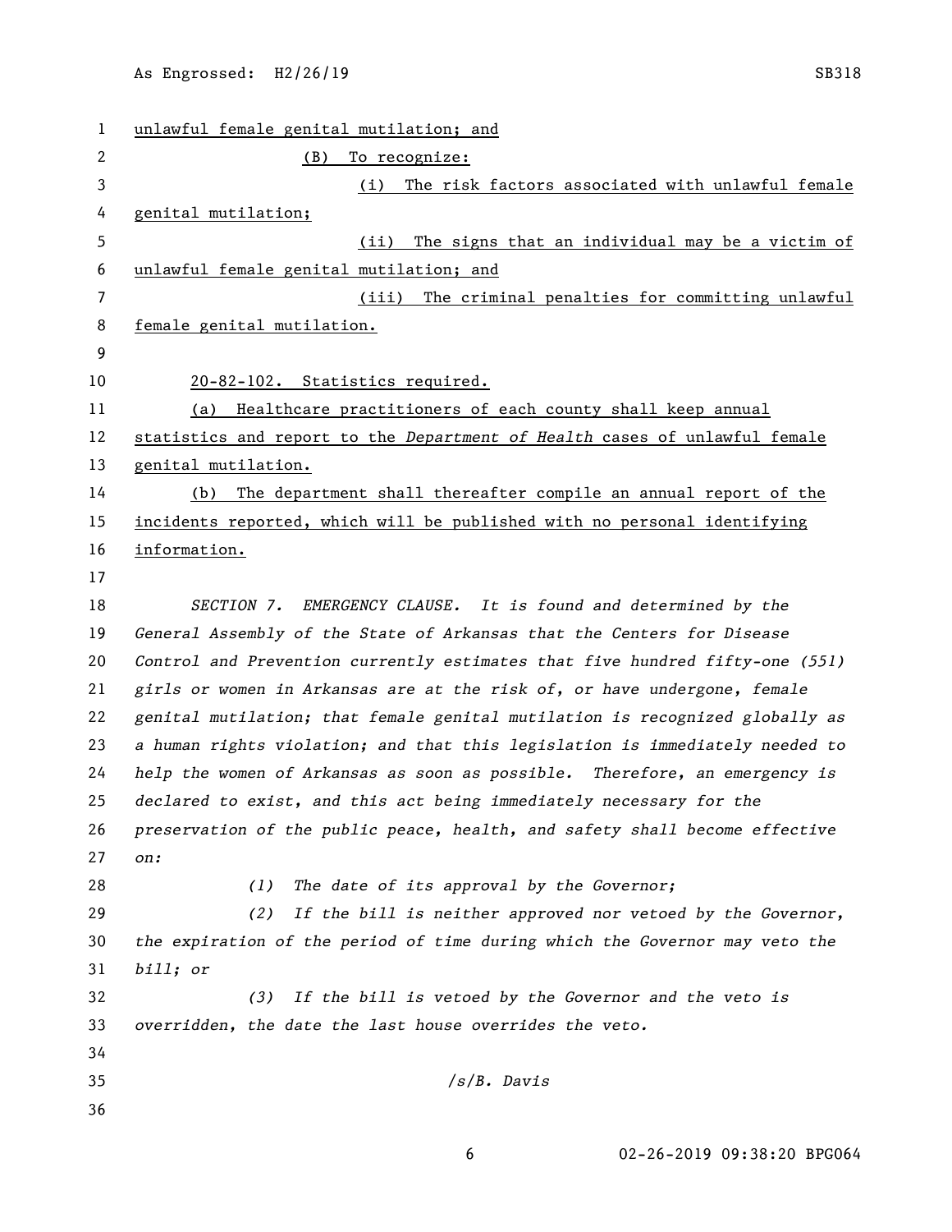unlawful female genital mutilation; and

(B) To recognize:

(i) The risk factors associated with unlawful female genital mutilation;

(ii) The signs that an individual may be a victim of unlawful female genital mutilation; and

(iii) The criminal penalties for committing unlawful female genital mutilation.

20-82-102. Statistics required.

(a) Healthcare practitioners of each county shall keep annual statistics and report to the *Department of Health* cases of unlawful female genital mutilation.

(b) The department shall thereafter compile an annual report of the incidents reported, which will be published with no personal identifying information.

*SECTION 7. EMERGENCY CLAUSE. It is found and determined by the General Assembly of the State of Arkansas that the Centers for Disease Control and Prevention currently estimates that five hundred fifty-one (551) girls or women in Arkansas are at the risk of, or have undergone, female genital mutilation; that female genital mutilation is recognized globally as a human rights violation; and that this legislation is immediately needed to help the women of Arkansas as soon as possible. Therefore, an emergency is declared to exist, and this act being immediately necessary for the preservation of the public peace, health, and safety shall become effective on:*

*(1) The date of its approval by the Governor;*

*(2) If the bill is neither approved nor vetoed by the Governor, the expiration of the period of time during which the Governor may veto the bill; or*

*(3) If the bill is vetoed by the Governor and the veto is overridden, the date the last house overrides the veto.*

*/s/B. Davis*